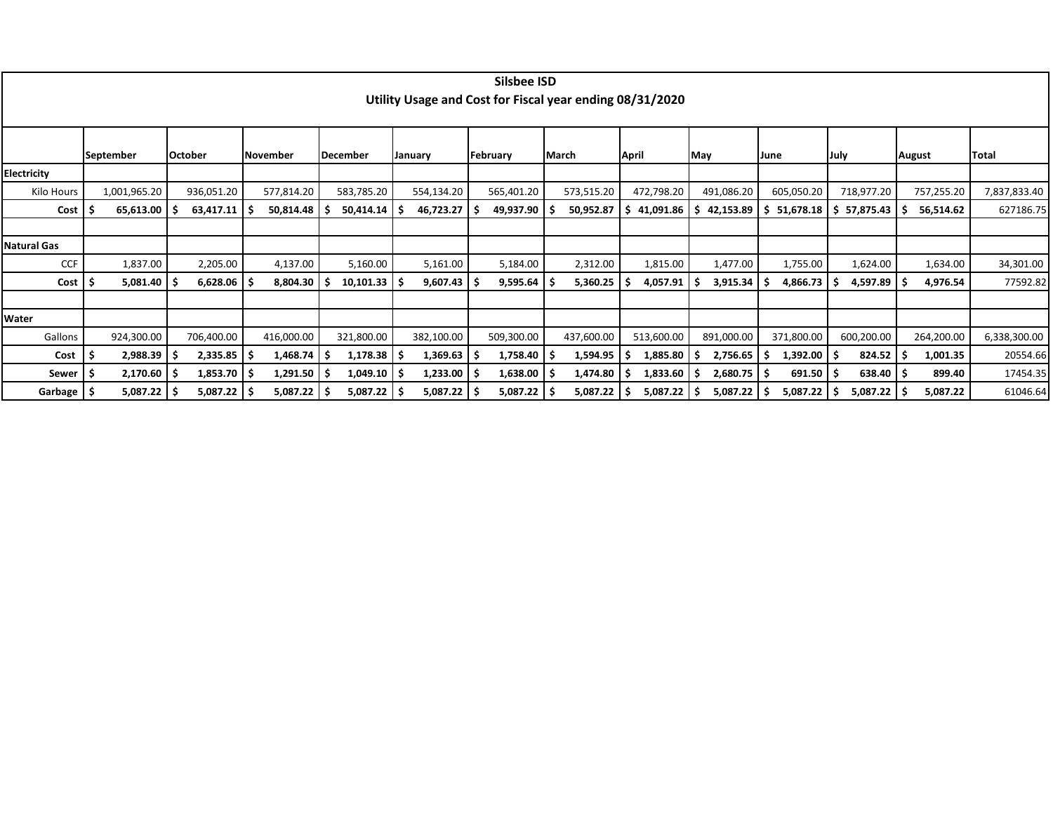# Silsbee ISD

## Utility Usage and Cost for Fiscal year ending 08/31/2020

| | September | October | November | December | January | February | March | April | May | June | July | August | Total |
|---|---|---|---|---|---|---|---|---|---|---|---|---|---|
| **Electricity** | | | | | | | | | | | | | |
| Kilo Hours | 1,001,965.20 | 936,051.20 | 577,814.20 | 583,785.20 | 554,134.20 | 565,401.20 | 573,515.20 | 472,798.20 | 491,086.20 | 605,050.20 | 718,977.20 | 757,255.20 | 7,837,833.40 |
| **Cost** | **$ 65,613.00** | **$ 63,417.11** | **$ 50,814.48** | **$ 50,414.14** | **$ 46,723.27** | **$ 49,937.90** | **$ 50,952.87** | **$ 41,091.86** | **$ 42,153.89** | **$ 51,678.18** | **$ 57,875.43** | **$ 56,514.62** | 627186.75 |
| | | | | | | | | | | | | | |
| **Natural Gas** | | | | | | | | | | | | | |
| CCF | 1,837.00 | 2,205.00 | 4,137.00 | 5,160.00 | 5,161.00 | 5,184.00 | 2,312.00 | 1,815.00 | 1,477.00 | 1,755.00 | 1,624.00 | 1,634.00 | 34,301.00 |
| **Cost** | **$ 5,081.40** | **$ 6,628.06** | **$ 8,804.30** | **$ 10,101.33** | **$ 9,607.43** | **$ 9,595.64** | **$ 5,360.25** | **$ 4,057.91** | **$ 3,915.34** | **$ 4,866.73** | **$ 4,597.89** | **$ 4,976.54** | 77592.82 |
| | | | | | | | | | | | | | |
| **Water** | | | | | | | | | | | | | |
| Gallons | 924,300.00 | 706,400.00 | 416,000.00 | 321,800.00 | 382,100.00 | 509,300.00 | 437,600.00 | 513,600.00 | 891,000.00 | 371,800.00 | 600,200.00 | 264,200.00 | 6,338,300.00 |
| **Cost** | **$ 2,988.39** | **$ 2,335.85** | **$ 1,468.74** | **$ 1,178.38** | **$ 1,369.63** | **$ 1,758.40** | **$ 1,594.95** | **$ 1,885.80** | **$ 2,756.65** | **$ 1,392.00** | **$ 824.52** | **$ 1,001.35** | 20554.66 |
| **Sewer** | **$ 2,170.60** | **$ 1,853.70** | **$ 1,291.50** | **$ 1,049.10** | **$ 1,233.00** | **$ 1,638.00** | **$ 1,474.80** | **$ 1,833.60** | **$ 2,680.75** | **$ 691.50** | **$ 638.40** | **$ 899.40** | 17454.35 |
| **Garbage** | **$ 5,087.22** | **$ 5,087.22** | **$ 5,087.22** | **$ 5,087.22** | **$ 5,087.22** | **$ 5,087.22** | **$ 5,087.22** | **$ 5,087.22** | **$ 5,087.22** | **$ 5,087.22** | **$ 5,087.22** | **$ 5,087.22** | 61046.64 |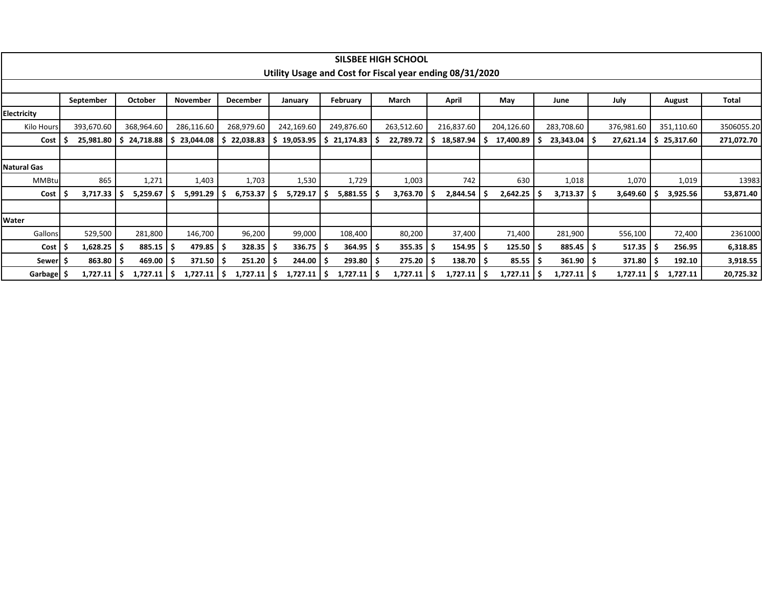## SILSBEE HIGH SCHOOL

### Utility Usage and Cost for Fiscal year ending 08/31/2020

| | September | October | November | December | January | February | March | April | May | June | July | August | Total |
|---|---|---|---|---|---|---|---|---|---|---|---|---|---|
| **Electricity** | | | | | | | | | | | | | |
| Kilo Hours | 393,670.60 | 368,964.60 | 286,116.60 | 268,979.60 | 242,169.60 | 249,876.60 | 263,512.60 | 216,837.60 | 204,126.60 | 283,708.60 | 376,981.60 | 351,110.60 | 3506055.20 |
| **Cost** | **$ 25,981.80** | **$ 24,718.88** | **$ 23,044.08** | **$ 22,038.83** | **$ 19,053.95** | **$ 21,174.83** | **$ 22,789.72** | **$ 18,587.94** | **$ 17,400.89** | **$ 23,343.04** | **$ 27,621.14** | **$ 25,317.60** | **271,072.70** |
| | | | | | | | | | | | | | |
| **Natural Gas** | | | | | | | | | | | | | |
| MMBtu | 865 | 1,271 | 1,403 | 1,703 | 1,530 | 1,729 | 1,003 | 742 | 630 | 1,018 | 1,070 | 1,019 | 13983 |
| **Cost** | **$ 3,717.33** | **$ 5,259.67** | **$ 5,991.29** | **$ 6,753.37** | **$ 5,729.17** | **$ 5,881.55** | **$ 3,763.70** | **$ 2,844.54** | **$ 2,642.25** | **$ 3,713.37** | **$ 3,649.60** | **$ 3,925.56** | **53,871.40** |
| | | | | | | | | | | | | | |
| **Water** | | | | | | | | | | | | | |
| Gallons | 529,500 | 281,800 | 146,700 | 96,200 | 99,000 | 108,400 | 80,200 | 37,400 | 71,400 | 281,900 | 556,100 | 72,400 | 2361000 |
| **Cost** | **$ 1,628.25** | **$ 885.15** | **$ 479.85** | **$ 328.35** | **$ 336.75** | **$ 364.95** | **$ 355.35** | **$ 154.95** | **$ 125.50** | **$ 885.45** | **$ 517.35** | **$ 256.95** | **6,318.85** |
| **Sewer** | **$ 863.80** | **$ 469.00** | **$ 371.50** | **$ 251.20** | **$ 244.00** | **$ 293.80** | **$ 275.20** | **$ 138.70** | **$ 85.55** | **$ 361.90** | **$ 371.80** | **$ 192.10** | **3,918.55** |
| **Garbage** | **$ 1,727.11** | **$ 1,727.11** | **$ 1,727.11** | **$ 1,727.11** | **$ 1,727.11** | **$ 1,727.11** | **$ 1,727.11** | **$ 1,727.11** | **$ 1,727.11** | **$ 1,727.11** | **$ 1,727.11** | **$ 1,727.11** | **20,725.32** |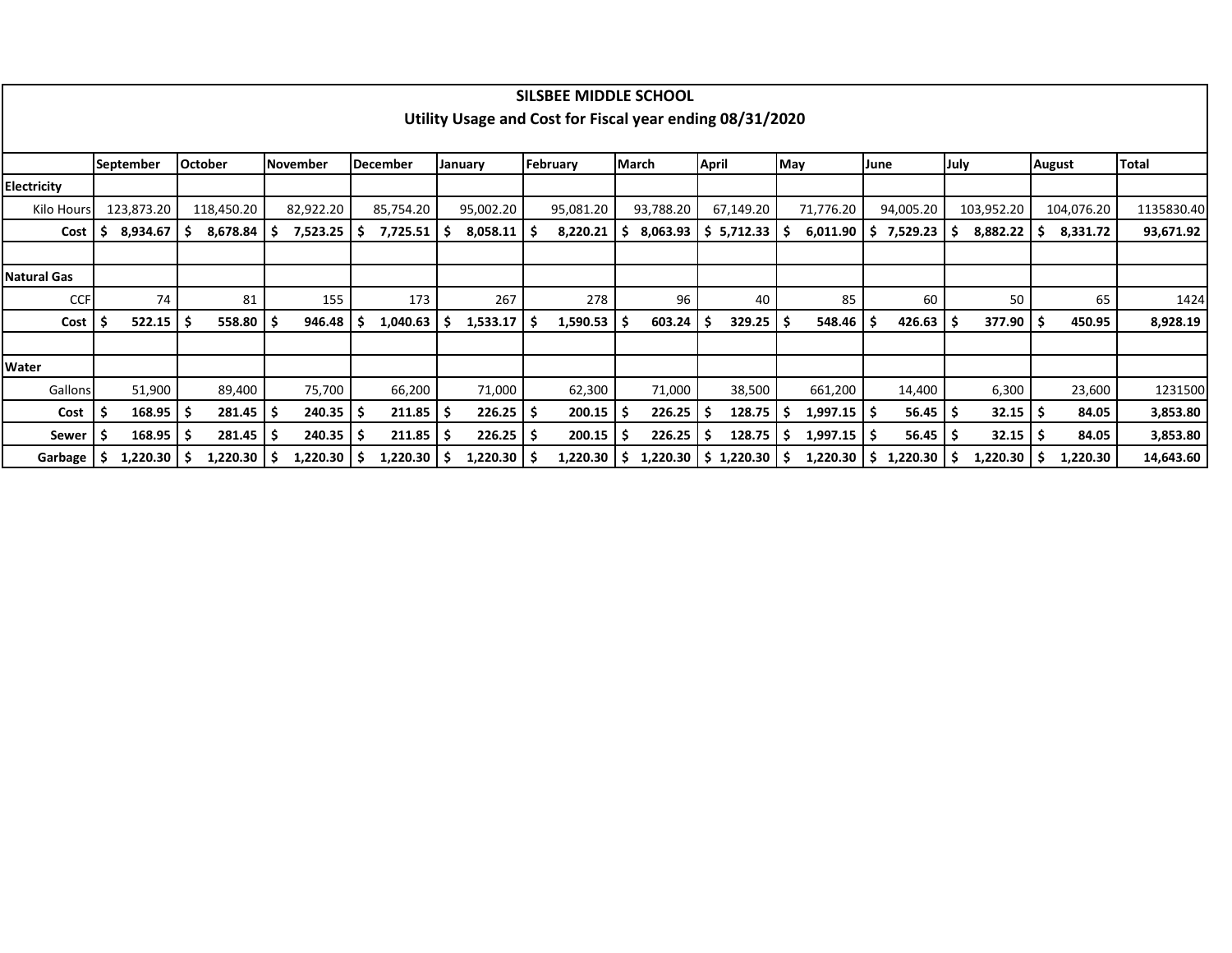## SILSBEE MIDDLE SCHOOL
### Utility Usage and Cost for Fiscal year ending 08/31/2020

| | September | October | November | December | January | February | March | April | May | June | July | August | Total |
|---|---|---|---|---|---|---|---|---|---|---|---|---|---|
| **Electricity** | | | | | | | | | | | | | |
| Kilo Hours | 123,873.20 | 118,450.20 | 82,922.20 | 85,754.20 | 95,002.20 | 95,081.20 | 93,788.20 | 67,149.20 | 71,776.20 | 94,005.20 | 103,952.20 | 104,076.20 | 1135830.40 |
| **Cost** | **$ 8,934.67** | **$ 8,678.84** | **$ 7,523.25** | **$ 7,725.51** | **$ 8,058.11** | **$ 8,220.21** | **$ 8,063.93** | **$ 5,712.33** | **$ 6,011.90** | **$ 7,529.23** | **$ 8,882.22** | **$ 8,331.72** | **93,671.92** |
| | | | | | | | | | | | | | |
| **Natural Gas** | | | | | | | | | | | | | |
| CCF | 74 | 81 | 155 | 173 | 267 | 278 | 96 | 40 | 85 | 60 | 50 | 65 | 1424 |
| **Cost** | **$ 522.15** | **$ 558.80** | **$ 946.48** | **$ 1,040.63** | **$ 1,533.17** | **$ 1,590.53** | **$ 603.24** | **$ 329.25** | **$ 548.46** | **$ 426.63** | **$ 377.90** | **$ 450.95** | **8,928.19** |
| | | | | | | | | | | | | | |
| **Water** | | | | | | | | | | | | | |
| Gallons | 51,900 | 89,400 | 75,700 | 66,200 | 71,000 | 62,300 | 71,000 | 38,500 | 661,200 | 14,400 | 6,300 | 23,600 | 1231500 |
| **Cost** | **$ 168.95** | **$ 281.45** | **$ 240.35** | **$ 211.85** | **$ 226.25** | **$ 200.15** | **$ 226.25** | **$ 128.75** | **$ 1,997.15** | **$ 56.45** | **$ 32.15** | **$ 84.05** | **3,853.80** |
| **Sewer** | **$ 168.95** | **$ 281.45** | **$ 240.35** | **$ 211.85** | **$ 226.25** | **$ 200.15** | **$ 226.25** | **$ 128.75** | **$ 1,997.15** | **$ 56.45** | **$ 32.15** | **$ 84.05** | **3,853.80** |
| **Garbage** | **$ 1,220.30** | **$ 1,220.30** | **$ 1,220.30** | **$ 1,220.30** | **$ 1,220.30** | **$ 1,220.30** | **$ 1,220.30** | **$ 1,220.30** | **$ 1,220.30** | **$ 1,220.30** | **$ 1,220.30** | **$ 1,220.30** | **14,643.60** |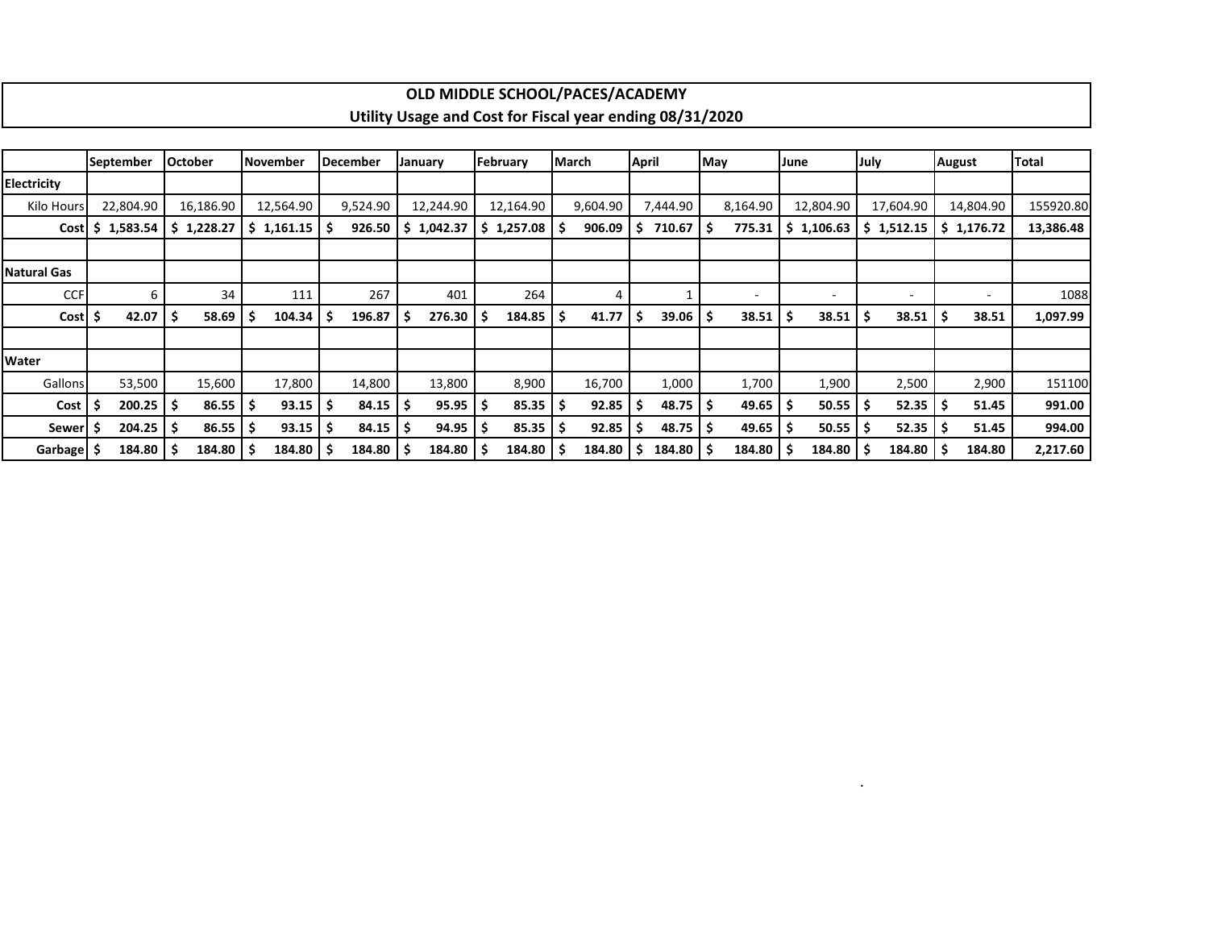# OLD MIDDLE SCHOOL/PACES/ACADEMY

## Utility Usage and Cost for Fiscal year ending 08/31/2020

| | September | October | November | December | January | February | March | April | May | June | July | August | Total |
|---|---|---|---|---|---|---|---|---|---|---|---|---|---|
| **Electricity** | | | | | | | | | | | | | |
| Kilo Hours | 22,804.90 | 16,186.90 | 12,564.90 | 9,524.90 | 12,244.90 | 12,164.90 | 9,604.90 | 7,444.90 | 8,164.90 | 12,804.90 | 17,604.90 | 14,804.90 | 155920.80 |
| **Cost** | **$ 1,583.54** | **$ 1,228.27** | **$ 1,161.15** | **$ 926.50** | **$ 1,042.37** | **$ 1,257.08** | **$ 906.09** | **$ 710.67** | **$ 775.31** | **$ 1,106.63** | **$ 1,512.15** | **$ 1,176.72** | **13,386.48** |
| | | | | | | | | | | | | | |
| **Natural Gas** | | | | | | | | | | | | | |
| CCF | 6 | 34 | 111 | 267 | 401 | 264 | 4 | 1 | - | - | - | - | 1088 |
| **Cost** | **$ 42.07** | **$ 58.69** | **$ 104.34** | **$ 196.87** | **$ 276.30** | **$ 184.85** | **$ 41.77** | **$ 39.06** | **$ 38.51** | **$ 38.51** | **$ 38.51** | **$ 38.51** | **1,097.99** |
| | | | | | | | | | | | | | |
| **Water** | | | | | | | | | | | | | |
| Gallons | 53,500 | 15,600 | 17,800 | 14,800 | 13,800 | 8,900 | 16,700 | 1,000 | 1,700 | 1,900 | 2,500 | 2,900 | 151100 |
| **Cost** | **$ 200.25** | **$ 86.55** | **$ 93.15** | **$ 84.15** | **$ 95.95** | **$ 85.35** | **$ 92.85** | **$ 48.75** | **$ 49.65** | **$ 50.55** | **$ 52.35** | **$ 51.45** | **991.00** |
| **Sewer** | **$ 204.25** | **$ 86.55** | **$ 93.15** | **$ 84.15** | **$ 94.95** | **$ 85.35** | **$ 92.85** | **$ 48.75** | **$ 49.65** | **$ 50.55** | **$ 52.35** | **$ 51.45** | **994.00** |
| **Garbage** | **$ 184.80** | **$ 184.80** | **$ 184.80** | **$ 184.80** | **$ 184.80** | **$ 184.80** | **$ 184.80** | **$ 184.80** | **$ 184.80** | **$ 184.80** | **$ 184.80** | **$ 184.80** | **2,217.60** |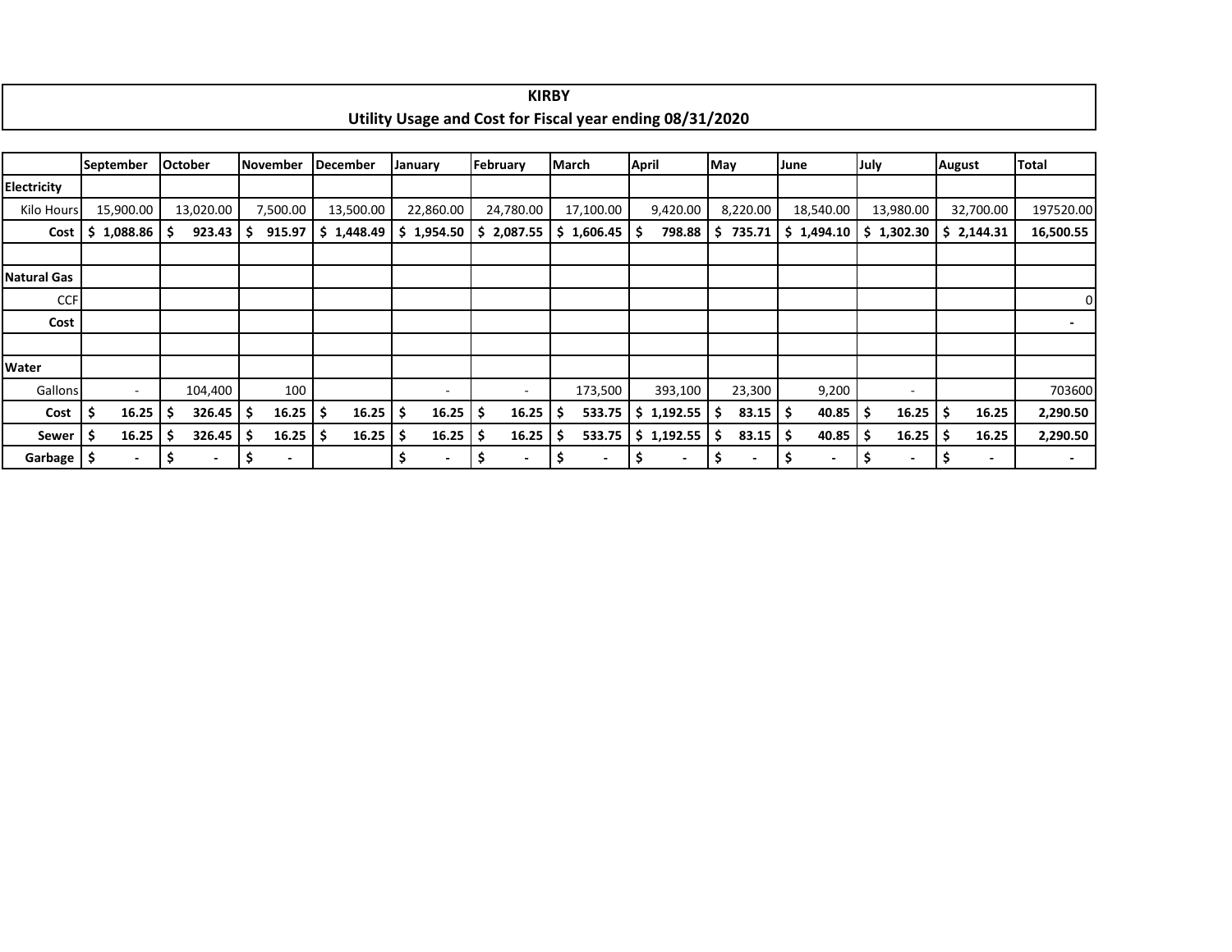# KIRBY

## Utility Usage and Cost for Fiscal year ending 08/31/2020

| | September | October | November | December | January | February | March | April | May | June | July | August | Total |
|---|---|---|---|---|---|---|---|---|---|---|---|---|---|
| **Electricity** | | | | | | | | | | | | | |
| Kilo Hours | 15,900.00 | 13,020.00 | 7,500.00 | 13,500.00 | 22,860.00 | 24,780.00 | 17,100.00 | 9,420.00 | 8,220.00 | 18,540.00 | 13,980.00 | 32,700.00 | 197520.00 |
| **Cost** | **$ 1,088.86** | **$ 923.43** | **$ 915.97** | **$ 1,448.49** | **$ 1,954.50** | **$ 2,087.55** | **$ 1,606.45** | **$ 798.88** | **$ 735.71** | **$ 1,494.10** | **$ 1,302.30** | **$ 2,144.31** | **16,500.55** |
| | | | | | | | | | | | | | |
| **Natural Gas** | | | | | | | | | | | | | |
| CCF | | | | | | | | | | | | | 0 |
| **Cost** | | | | | | | | | | | | | - |
| | | | | | | | | | | | | | |
| **Water** | | | | | | | | | | | | | |
| Gallons | - | 104,400 | 100 | | - | - | 173,500 | 393,100 | 23,300 | 9,200 | - | | 703600 |
| **Cost** | **$ 16.25** | **$ 326.45** | **$ 16.25** | **$ 16.25** | **$ 16.25** | **$ 16.25** | **$ 533.75** | **$ 1,192.55** | **$ 83.15** | **$ 40.85** | **$ 16.25** | **$ 16.25** | **2,290.50** |
| **Sewer** | **$ 16.25** | **$ 326.45** | **$ 16.25** | **$ 16.25** | **$ 16.25** | **$ 16.25** | **$ 533.75** | **$ 1,192.55** | **$ 83.15** | **$ 40.85** | **$ 16.25** | **$ 16.25** | **2,290.50** |
| **Garbage** | **$ -** | **$ -** | **$ -** | | **$ -** | **$ -** | **$ -** | **$ -** | **$ -** | **$ -** | **$ -** | **$ -** | **-** |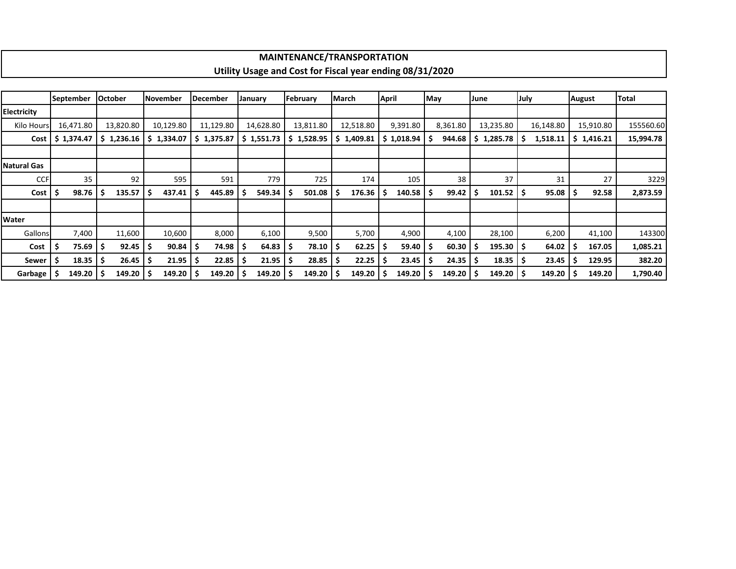# MAINTENANCE/TRANSPORTATION

## Utility Usage and Cost for Fiscal year ending 08/31/2020

| | September | October | November | December | January | February | March | April | May | June | July | August | Total |
|---|---|---|---|---|---|---|---|---|---|---|---|---|---|
| **Electricity** | | | | | | | | | | | | | |
| Kilo Hours | 16,471.80 | 13,820.80 | 10,129.80 | 11,129.80 | 14,628.80 | 13,811.80 | 12,518.80 | 9,391.80 | 8,361.80 | 13,235.80 | 16,148.80 | 15,910.80 | 155560.60 |
| **Cost** | **$ 1,374.47** | **$ 1,236.16** | **$ 1,334.07** | **$ 1,375.87** | **$ 1,551.73** | **$ 1,528.95** | **$ 1,409.81** | **$ 1,018.94** | **$ 944.68** | **$ 1,285.78** | **$ 1,518.11** | **$ 1,416.21** | **15,994.78** |
| | | | | | | | | | | | | | |
| **Natural Gas** | | | | | | | | | | | | | |
| CCF | 35 | 92 | 595 | 591 | 779 | 725 | 174 | 105 | 38 | 37 | 31 | 27 | 3229 |
| **Cost** | **$ 98.76** | **$ 135.57** | **$ 437.41** | **$ 445.89** | **$ 549.34** | **$ 501.08** | **$ 176.36** | **$ 140.58** | **$ 99.42** | **$ 101.52** | **$ 95.08** | **$ 92.58** | **2,873.59** |
| | | | | | | | | | | | | | |
| **Water** | | | | | | | | | | | | | |
| Gallons | 7,400 | 11,600 | 10,600 | 8,000 | 6,100 | 9,500 | 5,700 | 4,900 | 4,100 | 28,100 | 6,200 | 41,100 | 143300 |
| **Cost** | **$ 75.69** | **$ 92.45** | **$ 90.84** | **$ 74.98** | **$ 64.83** | **$ 78.10** | **$ 62.25** | **$ 59.40** | **$ 60.30** | **$ 195.30** | **$ 64.02** | **$ 167.05** | **1,085.21** |
| **Sewer** | **$ 18.35** | **$ 26.45** | **$ 21.95** | **$ 22.85** | **$ 21.95** | **$ 28.85** | **$ 22.25** | **$ 23.45** | **$ 24.35** | **$ 18.35** | **$ 23.45** | **$ 129.95** | **382.20** |
| **Garbage** | **$ 149.20** | **$ 149.20** | **$ 149.20** | **$ 149.20** | **$ 149.20** | **$ 149.20** | **$ 149.20** | **$ 149.20** | **$ 149.20** | **$ 149.20** | **$ 149.20** | **$ 149.20** | **1,790.40** |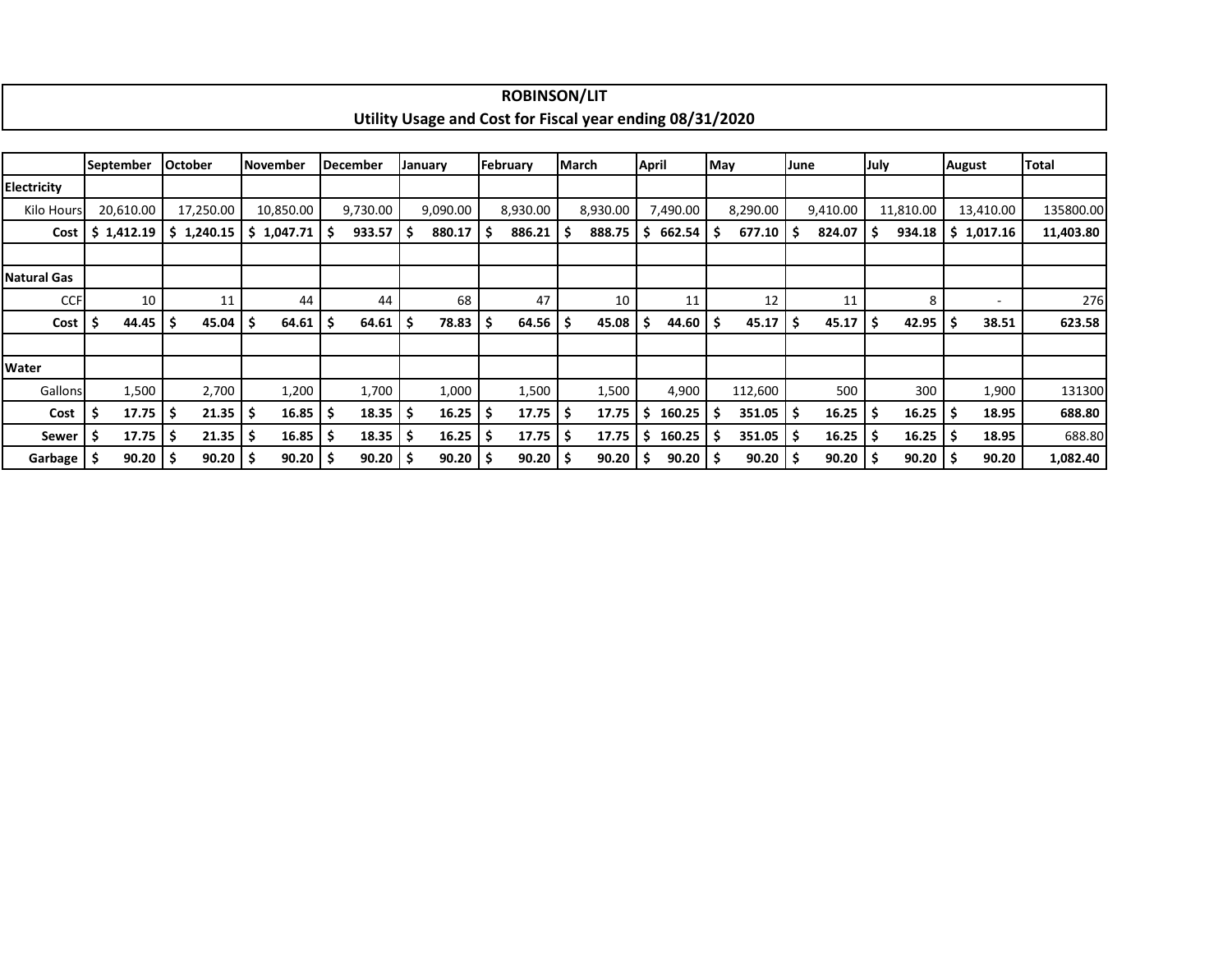# ROBINSON/LIT

## Utility Usage and Cost for Fiscal year ending 08/31/2020

| | September | October | November | December | January | February | March | April | May | June | July | August | Total |
|---|---|---|---|---|---|---|---|---|---|---|---|---|---|
| **Electricity** | | | | | | | | | | | | | |
| Kilo Hours | 20,610.00 | 17,250.00 | 10,850.00 | 9,730.00 | 9,090.00 | 8,930.00 | 8,930.00 | 7,490.00 | 8,290.00 | 9,410.00 | 11,810.00 | 13,410.00 | 135800.00 |
| **Cost** | **$ 1,412.19** | **$ 1,240.15** | **$ 1,047.71** | **$ 933.57** | **$ 880.17** | **$ 886.21** | **$ 888.75** | **$ 662.54** | **$ 677.10** | **$ 824.07** | **$ 934.18** | **$ 1,017.16** | **11,403.80** |
| | | | | | | | | | | | | | |
| **Natural Gas** | | | | | | | | | | | | | |
| CCF | 10 | 11 | 44 | 44 | 68 | 47 | 10 | 11 | 12 | 11 | 8 | - | 276 |
| **Cost** | **$ 44.45** | **$ 45.04** | **$ 64.61** | **$ 64.61** | **$ 78.83** | **$ 64.56** | **$ 45.08** | **$ 44.60** | **$ 45.17** | **$ 45.17** | **$ 42.95** | **$ 38.51** | **623.58** |
| | | | | | | | | | | | | | |
| **Water** | | | | | | | | | | | | | |
| Gallons | 1,500 | 2,700 | 1,200 | 1,700 | 1,000 | 1,500 | 1,500 | 4,900 | 112,600 | 500 | 300 | 1,900 | 131300 |
| **Cost** | **$ 17.75** | **$ 21.35** | **$ 16.85** | **$ 18.35** | **$ 16.25** | **$ 17.75** | **$ 17.75** | **$ 160.25** | **$ 351.05** | **$ 16.25** | **$ 16.25** | **$ 18.95** | **688.80** |
| **Sewer** | **$ 17.75** | **$ 21.35** | **$ 16.85** | **$ 18.35** | **$ 16.25** | **$ 17.75** | **$ 17.75** | **$ 160.25** | **$ 351.05** | **$ 16.25** | **$ 16.25** | **$ 18.95** | 688.80 |
| **Garbage** | **$ 90.20** | **$ 90.20** | **$ 90.20** | **$ 90.20** | **$ 90.20** | **$ 90.20** | **$ 90.20** | **$ 90.20** | **$ 90.20** | **$ 90.20** | **$ 90.20** | **$ 90.20** | **1,082.40** |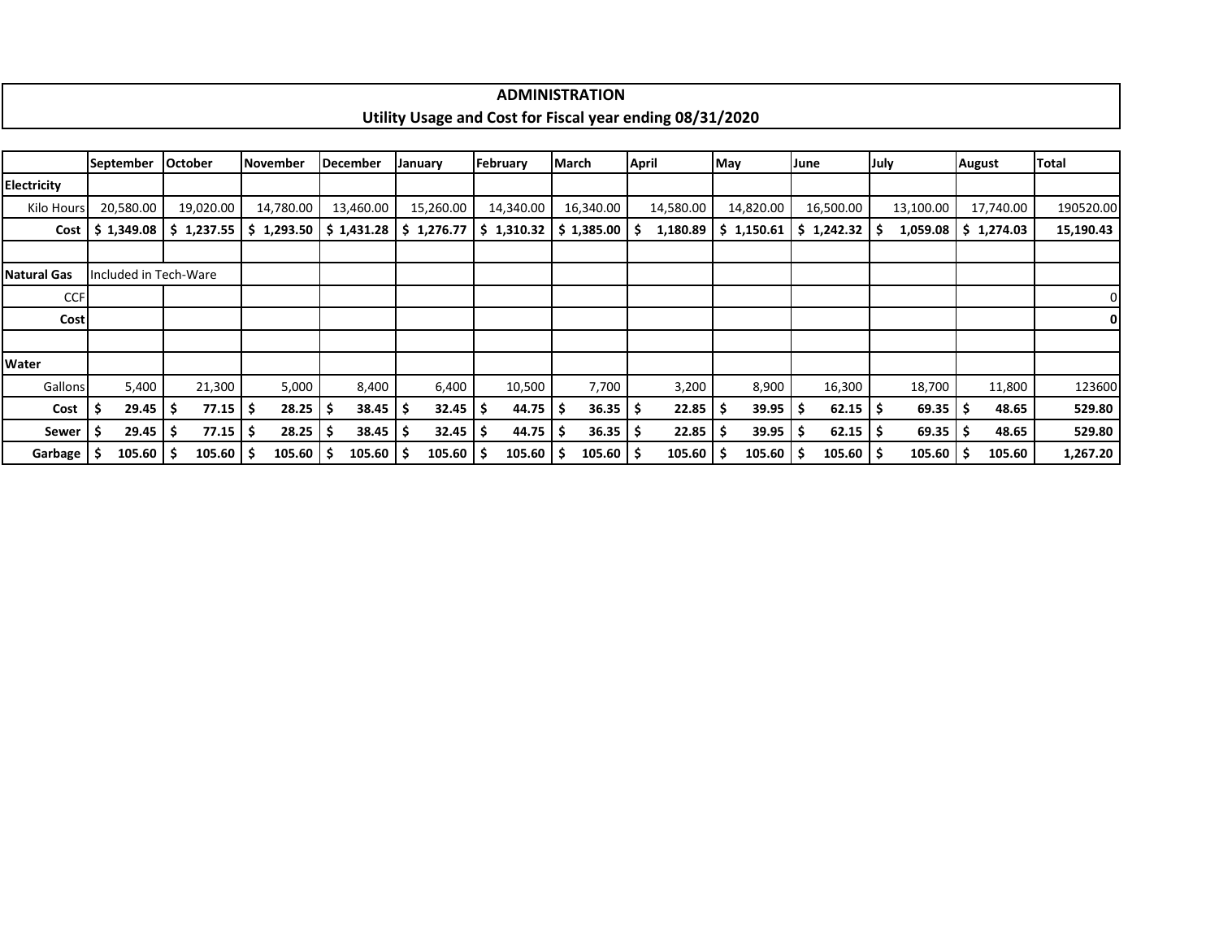# ADMINISTRATION

## Utility Usage and Cost for Fiscal year ending 08/31/2020

| | September | October | November | December | January | February | March | April | May | June | July | August | Total |
|---|---|---|---|---|---|---|---|---|---|---|---|---|---|
| **Electricity** | | | | | | | | | | | | | |
| Kilo Hours | 20,580.00 | 19,020.00 | 14,780.00 | 13,460.00 | 15,260.00 | 14,340.00 | 16,340.00 | 14,580.00 | 14,820.00 | 16,500.00 | 13,100.00 | 17,740.00 | 190520.00 |
| **Cost** | **$ 1,349.08** | **$ 1,237.55** | **$ 1,293.50** | **$ 1,431.28** | **$ 1,276.77** | **$ 1,310.32** | **$ 1,385.00** | **$ 1,180.89** | **$ 1,150.61** | **$ 1,242.32** | **$ 1,059.08** | **$ 1,274.03** | **15,190.43** |
| | | | | | | | | | | | | | |
| **Natural Gas** | Included in Tech-Ware | | | | | | | | | | | | |
| CCF | | | | | | | | | | | | | 0 |
| **Cost** | | | | | | | | | | | | | **0** |
| | | | | | | | | | | | | | |
| **Water** | | | | | | | | | | | | | |
| Gallons | 5,400 | 21,300 | 5,000 | 8,400 | 6,400 | 10,500 | 7,700 | 3,200 | 8,900 | 16,300 | 18,700 | 11,800 | 123600 |
| **Cost** | **$ 29.45** | **$ 77.15** | **$ 28.25** | **$ 38.45** | **$ 32.45** | **$ 44.75** | **$ 36.35** | **$ 22.85** | **$ 39.95** | **$ 62.15** | **$ 69.35** | **$ 48.65** | **529.80** |
| **Sewer** | **$ 29.45** | **$ 77.15** | **$ 28.25** | **$ 38.45** | **$ 32.45** | **$ 44.75** | **$ 36.35** | **$ 22.85** | **$ 39.95** | **$ 62.15** | **$ 69.35** | **$ 48.65** | **529.80** |
| **Garbage** | **$ 105.60** | **$ 105.60** | **$ 105.60** | **$ 105.60** | **$ 105.60** | **$ 105.60** | **$ 105.60** | **$ 105.60** | **$ 105.60** | **$ 105.60** | **$ 105.60** | **$ 105.60** | **1,267.20** |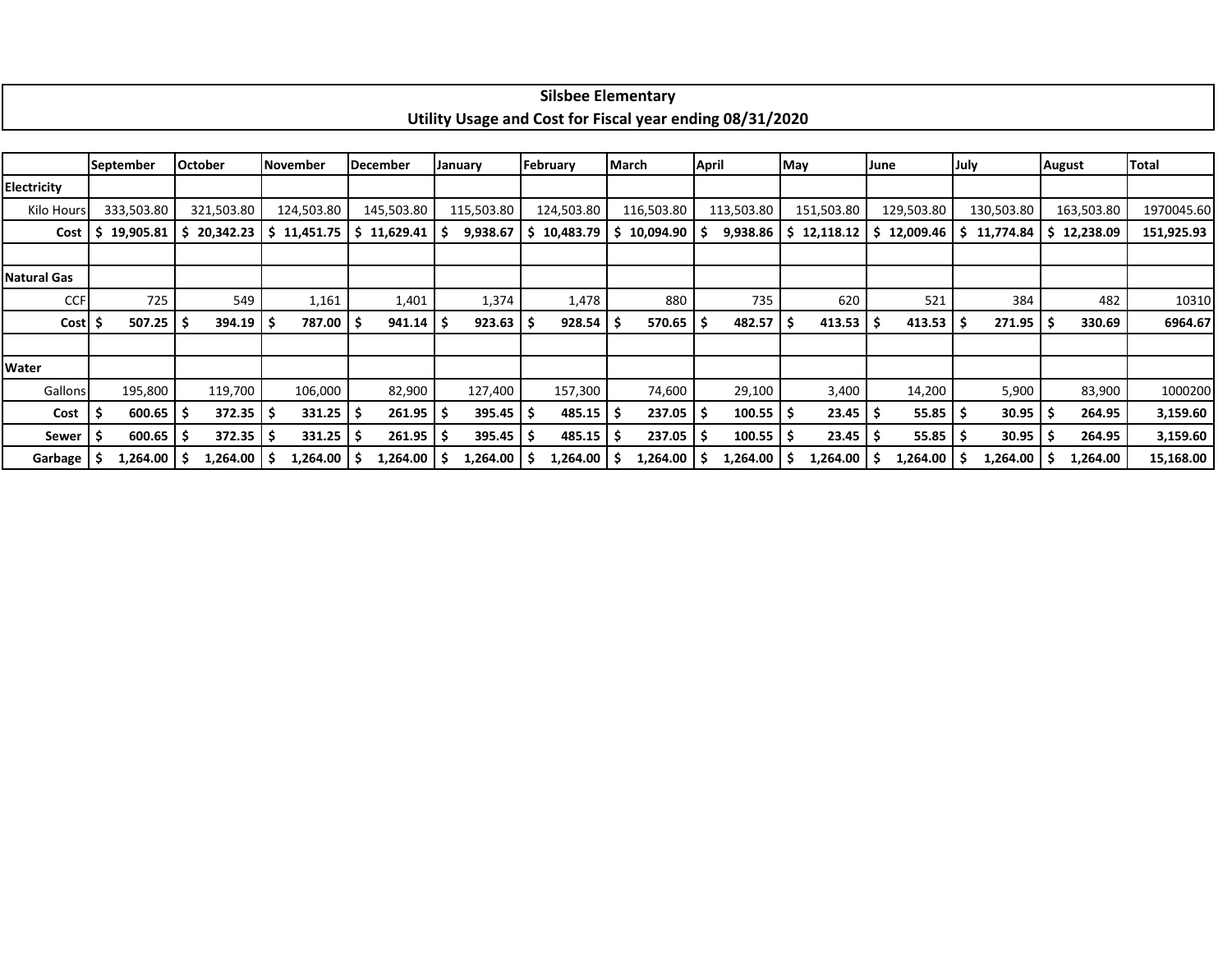## Silsbee Elementary
## Utility Usage and Cost for Fiscal year ending 08/31/2020

| | September | October | November | December | January | February | March | April | May | June | July | August | Total |
|---|---|---|---|---|---|---|---|---|---|---|---|---|---|
| **Electricity** | | | | | | | | | | | | | |
| Kilo Hours | 333,503.80 | 321,503.80 | 124,503.80 | 145,503.80 | 115,503.80 | 124,503.80 | 116,503.80 | 113,503.80 | 151,503.80 | 129,503.80 | 130,503.80 | 163,503.80 | 1970045.60 |
| **Cost** | **$ 19,905.81** | **$ 20,342.23** | **$ 11,451.75** | **$ 11,629.41** | **$ 9,938.67** | **$ 10,483.79** | **$ 10,094.90** | **$ 9,938.86** | **$ 12,118.12** | **$ 12,009.46** | **$ 11,774.84** | **$ 12,238.09** | **151,925.93** |
| | | | | | | | | | | | | | |
| **Natural Gas** | | | | | | | | | | | | | |
| CCF | 725 | 549 | 1,161 | 1,401 | 1,374 | 1,478 | 880 | 735 | 620 | 521 | 384 | 482 | 10310 |
| **Cost** | **$ 507.25** | **$ 394.19** | **$ 787.00** | **$ 941.14** | **$ 923.63** | **$ 928.54** | **$ 570.65** | **$ 482.57** | **$ 413.53** | **$ 413.53** | **$ 271.95** | **$ 330.69** | **6964.67** |
| | | | | | | | | | | | | | |
| **Water** | | | | | | | | | | | | | |
| Gallons | 195,800 | 119,700 | 106,000 | 82,900 | 127,400 | 157,300 | 74,600 | 29,100 | 3,400 | 14,200 | 5,900 | 83,900 | 1000200 |
| **Cost** | **$ 600.65** | **$ 372.35** | **$ 331.25** | **$ 261.95** | **$ 395.45** | **$ 485.15** | **$ 237.05** | **$ 100.55** | **$ 23.45** | **$ 55.85** | **$ 30.95** | **$ 264.95** | **3,159.60** |
| **Sewer** | **$ 600.65** | **$ 372.35** | **$ 331.25** | **$ 261.95** | **$ 395.45** | **$ 485.15** | **$ 237.05** | **$ 100.55** | **$ 23.45** | **$ 55.85** | **$ 30.95** | **$ 264.95** | **3,159.60** |
| **Garbage** | **$ 1,264.00** | **$ 1,264.00** | **$ 1,264.00** | **$ 1,264.00** | **$ 1,264.00** | **$ 1,264.00** | **$ 1,264.00** | **$ 1,264.00** | **$ 1,264.00** | **$ 1,264.00** | **$ 1,264.00** | **$ 1,264.00** | **15,168.00** |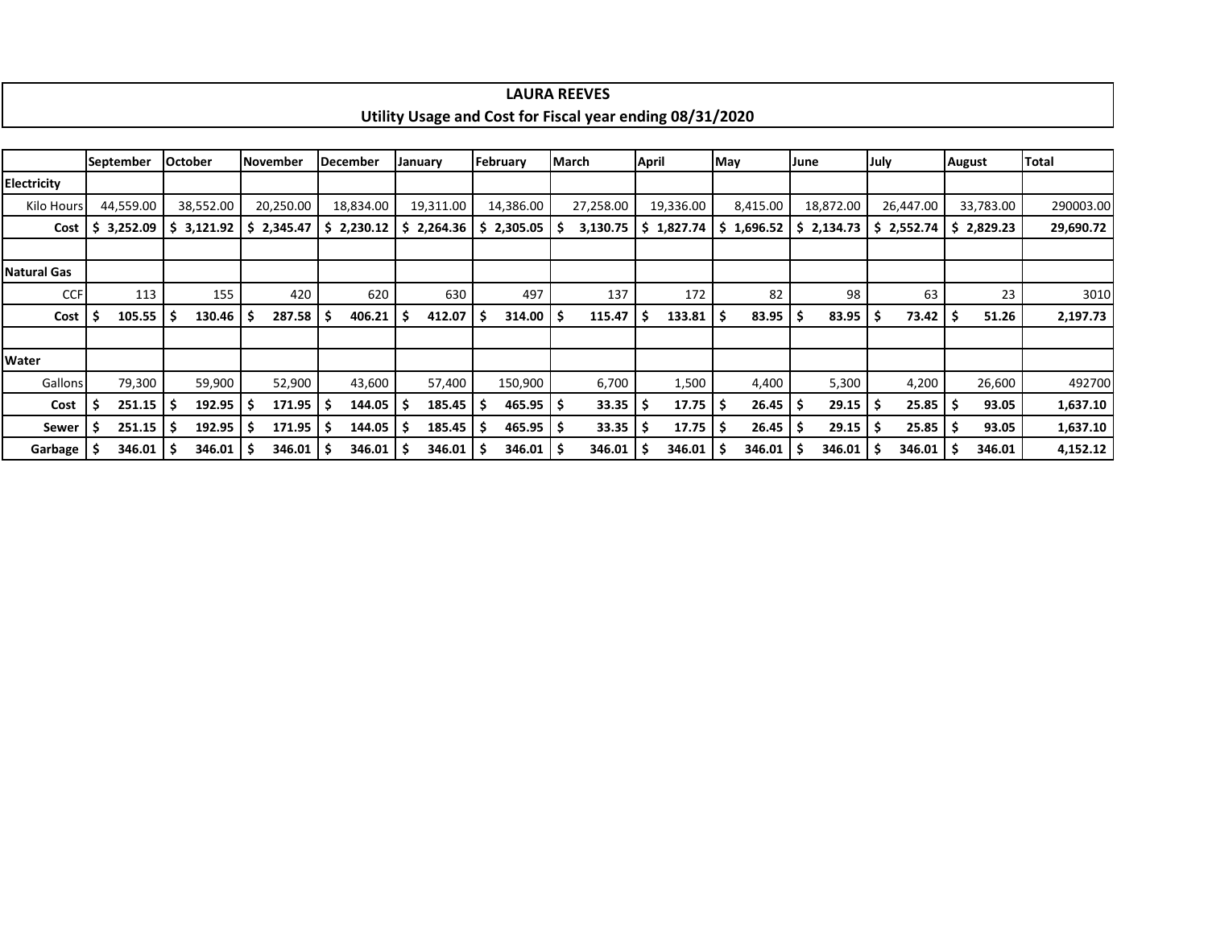# LAURA REEVES

## Utility Usage and Cost for Fiscal year ending 08/31/2020

| | September | October | November | December | January | February | March | April | May | June | July | August | Total |
|---|---|---|---|---|---|---|---|---|---|---|---|---|---|
| **Electricity** | | | | | | | | | | | | | |
| Kilo Hours | 44,559.00 | 38,552.00 | 20,250.00 | 18,834.00 | 19,311.00 | 14,386.00 | 27,258.00 | 19,336.00 | 8,415.00 | 18,872.00 | 26,447.00 | 33,783.00 | 290003.00 |
| **Cost** | **$ 3,252.09** | **$ 3,121.92** | **$ 2,345.47** | **$ 2,230.12** | **$ 2,264.36** | **$ 2,305.05** | **$ 3,130.75** | **$ 1,827.74** | **$ 1,696.52** | **$ 2,134.73** | **$ 2,552.74** | **$ 2,829.23** | **29,690.72** |
| | | | | | | | | | | | | | |
| **Natural Gas** | | | | | | | | | | | | | |
| CCF | 113 | 155 | 420 | 620 | 630 | 497 | 137 | 172 | 82 | 98 | 63 | 23 | 3010 |
| **Cost** | **$ 105.55** | **$ 130.46** | **$ 287.58** | **$ 406.21** | **$ 412.07** | **$ 314.00** | **$ 115.47** | **$ 133.81** | **$ 83.95** | **$ 83.95** | **$ 73.42** | **$ 51.26** | **2,197.73** |
| | | | | | | | | | | | | | |
| **Water** | | | | | | | | | | | | | |
| Gallons | 79,300 | 59,900 | 52,900 | 43,600 | 57,400 | 150,900 | 6,700 | 1,500 | 4,400 | 5,300 | 4,200 | 26,600 | 492700 |
| **Cost** | **$ 251.15** | **$ 192.95** | **$ 171.95** | **$ 144.05** | **$ 185.45** | **$ 465.95** | **$ 33.35** | **$ 17.75** | **$ 26.45** | **$ 29.15** | **$ 25.85** | **$ 93.05** | **1,637.10** |
| **Sewer** | **$ 251.15** | **$ 192.95** | **$ 171.95** | **$ 144.05** | **$ 185.45** | **$ 465.95** | **$ 33.35** | **$ 17.75** | **$ 26.45** | **$ 29.15** | **$ 25.85** | **$ 93.05** | **1,637.10** |
| **Garbage** | **$ 346.01** | **$ 346.01** | **$ 346.01** | **$ 346.01** | **$ 346.01** | **$ 346.01** | **$ 346.01** | **$ 346.01** | **$ 346.01** | **$ 346.01** | **$ 346.01** | **$ 346.01** | **4,152.12** |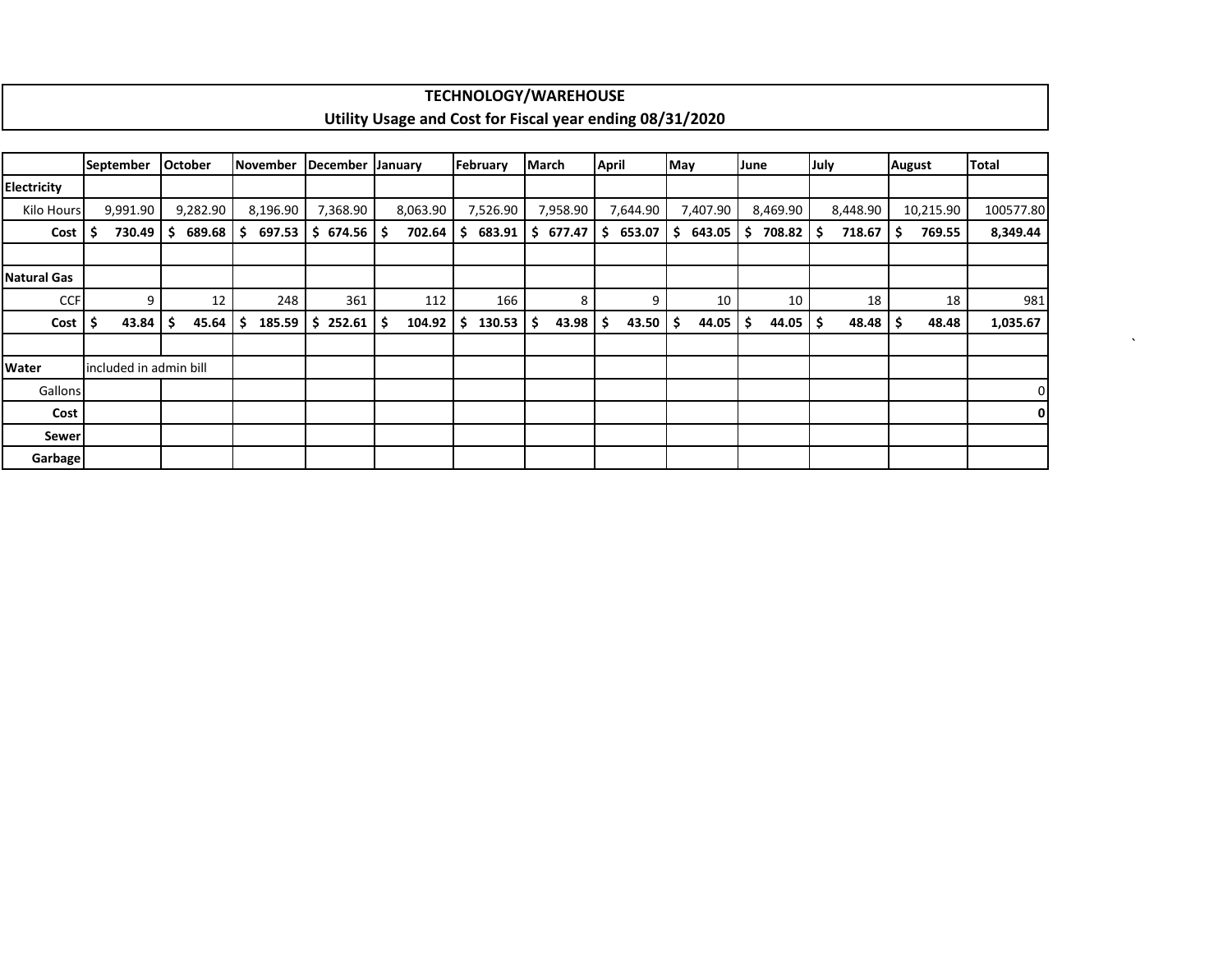# TECHNOLOGY/WAREHOUSE

## Utility Usage and Cost for Fiscal year ending 08/31/2020

| | September | October | November | December | January | February | March | April | May | June | July | August | Total |
|---|---|---|---|---|---|---|---|---|---|---|---|---|---|
| **Electricity** | | | | | | | | | | | | | |
| Kilo Hours | 9,991.90 | 9,282.90 | 8,196.90 | 7,368.90 | 8,063.90 | 7,526.90 | 7,958.90 | 7,644.90 | 7,407.90 | 8,469.90 | 8,448.90 | 10,215.90 | 100577.80 |
| **Cost** | **$ 730.49** | **$ 689.68** | **$ 697.53** | **$ 674.56** | **$ 702.64** | **$ 683.91** | **$ 677.47** | **$ 653.07** | **$ 643.05** | **$ 708.82** | **$ 718.67** | **$ 769.55** | **8,349.44** |
| | | | | | | | | | | | | | |
| **Natural Gas** | | | | | | | | | | | | | |
| CCF | 9 | 12 | 248 | 361 | 112 | 166 | 8 | 9 | 10 | 10 | 18 | 18 | 981 |
| **Cost** | **$ 43.84** | **$ 45.64** | **$ 185.59** | **$ 252.61** | **$ 104.92** | **$ 130.53** | **$ 43.98** | **$ 43.50** | **$ 44.05** | **$ 44.05** | **$ 48.48** | **$ 48.48** | **1,035.67** |
| | | | | | | | | | | | | | |
| **Water** | included in admin bill | | | | | | | | | | | | |
| Gallons | | | | | | | | | | | | | 0 |
| **Cost** | | | | | | | | | | | | | **0** |
| **Sewer** | | | | | | | | | | | | | |
| **Garbage** | | | | | | | | | | | | | |